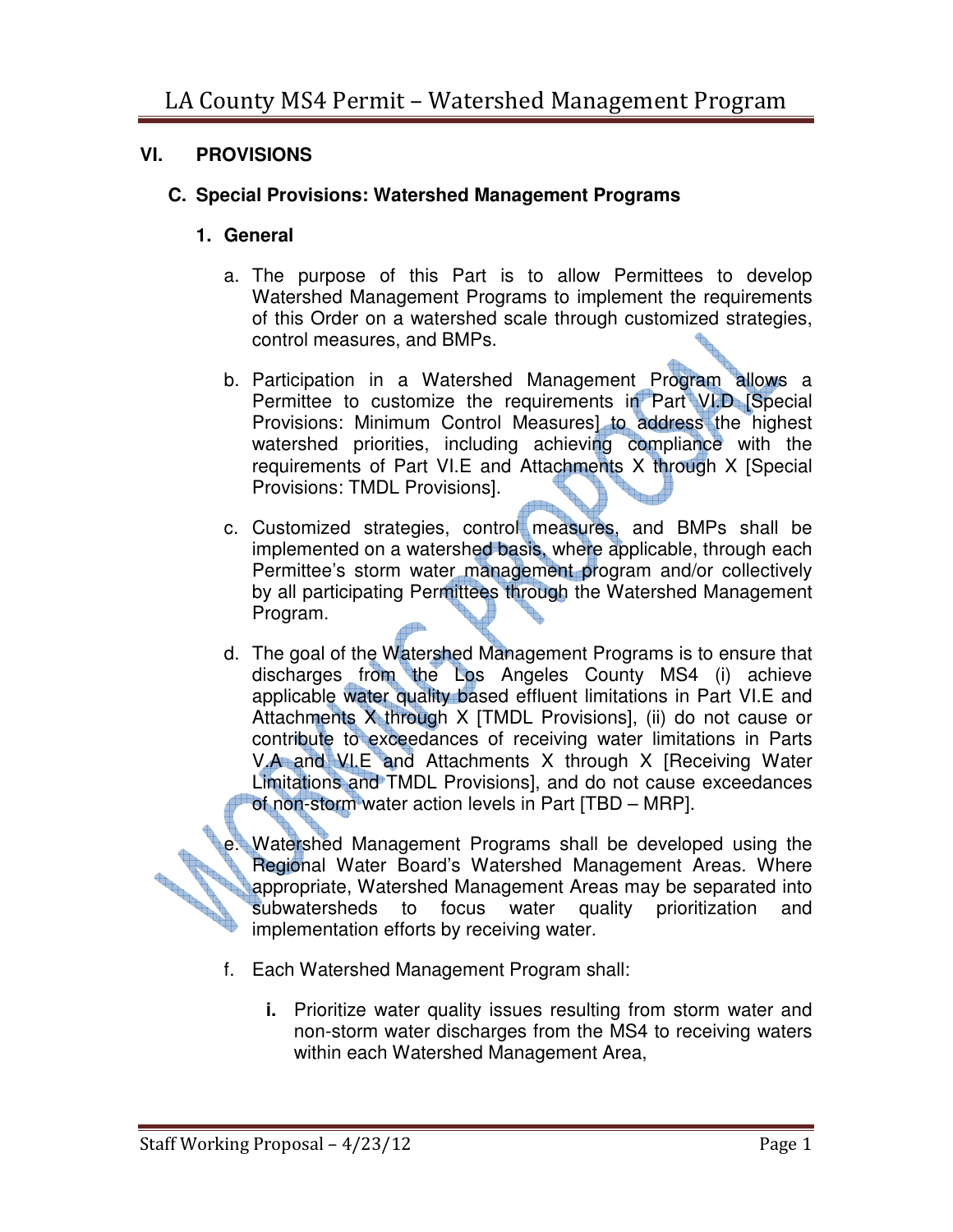## VI. PROVISIONS

### C. Special Provisions: Watershed Management Programs

#### 1. General

a. The purpose of this Part is to allow Permittees to develop Watershed Management Programs to implement the requirements of this Order on a watershed scale through customized strategies, control measures, and BMPs.

b. Participation in a Watershed Management Program allows a Permittee to customize the requirements in Part VI.D [Special Provisions: Minimum Control Measures] to address the highest watershed priorities, including achieving compliance with the requirements of Part VI.E and Attachments X through X [Special Provisions: TMDL Provisions].

c. Customized strategies, control measures, and BMPs shall be implemented on a watershed basis, where applicable, through each Permittee's storm water management program and/or collectively by all participating Permittees through the Watershed Management Program.

d. The goal of the Watershed Management Programs is to ensure that discharges from the Los Angeles County MS4 (i) achieve applicable water quality based effluent limitations in Part VI.E and Attachments X through X [TMDL Provisions], (ii) do not cause or contribute to exceedances of receiving water limitations in Parts V.A and VI.E and Attachments X through X [Receiving Water Limitations and TMDL Provisions], and do not cause exceedances of non-storm water action levels in Part [TBD – MRP].

e. Watershed Management Programs shall be developed using the Regional Water Board's Watershed Management Areas. Where appropriate, Watershed Management Areas may be separated into subwatersheds to focus water quality prioritization and implementation efforts by receiving water.

f. Each Watershed Management Program shall:

   **i.** Prioritize water quality issues resulting from storm water and non-storm water discharges from the MS4 to receiving waters within each Watershed Management Area,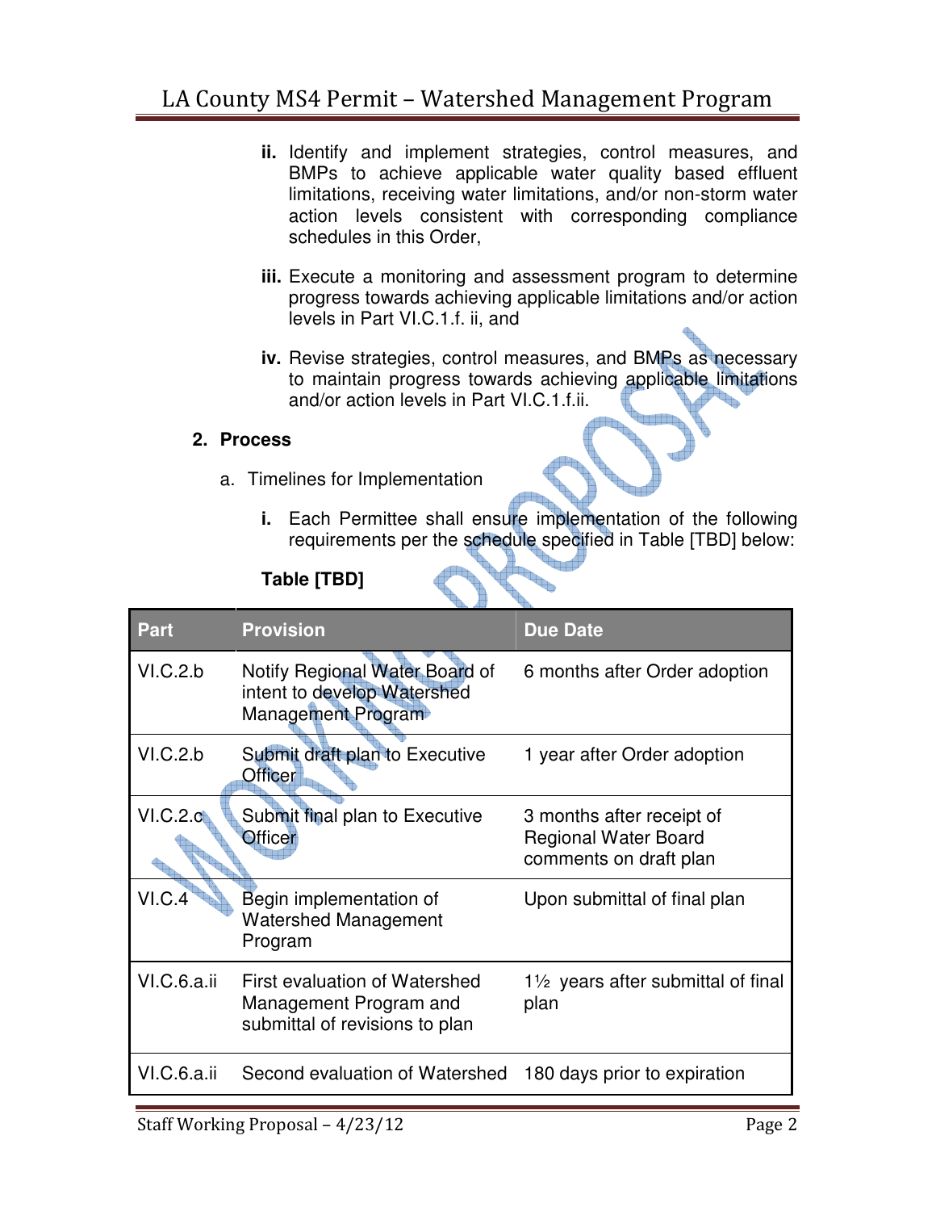**ii.** Identify and implement strategies, control measures, and BMPs to achieve applicable water quality based effluent limitations, receiving water limitations, and/or non-storm water action levels consistent with corresponding compliance schedules in this Order,

**iii.** Execute a monitoring and assessment program to determine progress towards achieving applicable limitations and/or action levels in Part VI.C.1.f. ii, and

**iv.** Revise strategies, control measures, and BMPs as necessary to maintain progress towards achieving applicable limitations and/or action levels in Part VI.C.1.f.ii.

**2. Process**

a. Timelines for Implementation

**i.** Each Permittee shall ensure implementation of the following requirements per the schedule specified in Table [TBD] below:

**Table [TBD]**

| Part | Provision | Due Date |
|---|---|---|
| VI.C.2.b | Notify Regional Water Board of intent to develop Watershed Management Program | 6 months after Order adoption |
| VI.C.2.b | Submit draft plan to Executive Officer | 1 year after Order adoption |
| VI.C.2.c | Submit final plan to Executive Officer | 3 months after receipt of Regional Water Board comments on draft plan |
| VI.C.4 | Begin implementation of Watershed Management Program | Upon submittal of final plan |
| VI.C.6.a.ii | First evaluation of Watershed Management Program and submittal of revisions to plan | 1½ years after submittal of final plan |
| VI.C.6.a.ii | Second evaluation of Watershed | 180 days prior to expiration |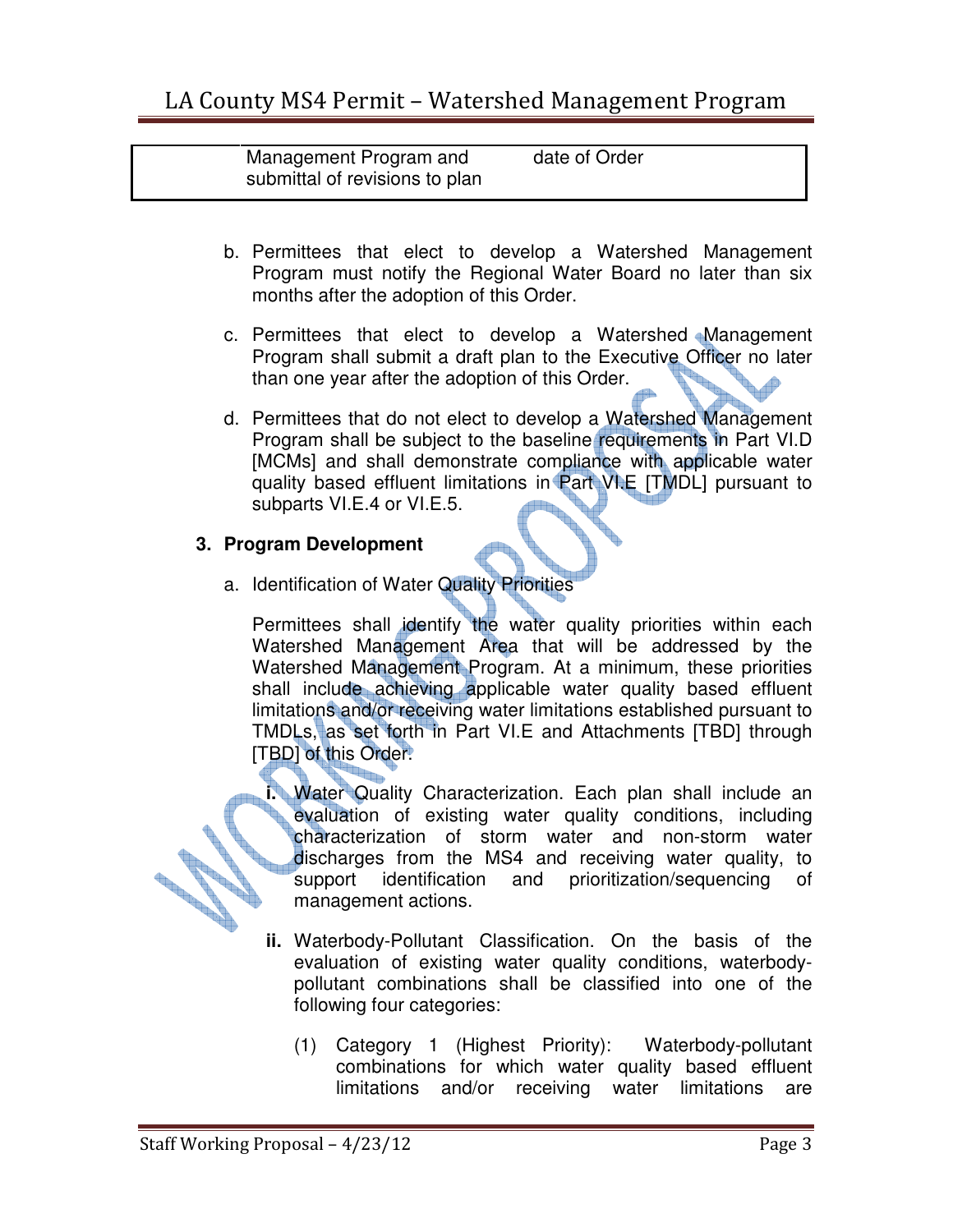| | |
|---|---|
| Management Program and submittal of revisions to plan | date of Order |

b. Permittees that elect to develop a Watershed Management Program must notify the Regional Water Board no later than six months after the adoption of this Order.

c. Permittees that elect to develop a Watershed Management Program shall submit a draft plan to the Executive Officer no later than one year after the adoption of this Order.

d. Permittees that do not elect to develop a Watershed Management Program shall be subject to the baseline requirements in Part VI.D [MCMs] and shall demonstrate compliance with applicable water quality based effluent limitations in Part VI.E [TMDL] pursuant to subparts VI.E.4 or VI.E.5.

### 3. Program Development

a. Identification of Water Quality Priorities

Permittees shall identify the water quality priorities within each Watershed Management Area that will be addressed by the Watershed Management Program. At a minimum, these priorities shall include achieving applicable water quality based effluent limitations and/or receiving water limitations established pursuant to TMDLs, as set forth in Part VI.E and Attachments [TBD] through [TBD] of this Order.

**i.** Water Quality Characterization. Each plan shall include an evaluation of existing water quality conditions, including characterization of storm water and non-storm water discharges from the MS4 and receiving water quality, to support identification and prioritization/sequencing of management actions.

**ii.** Waterbody-Pollutant Classification. On the basis of the evaluation of existing water quality conditions, waterbody-pollutant combinations shall be classified into one of the following four categories:

(1) Category 1 (Highest Priority): Waterbody-pollutant combinations for which water quality based effluent limitations and/or receiving water limitations are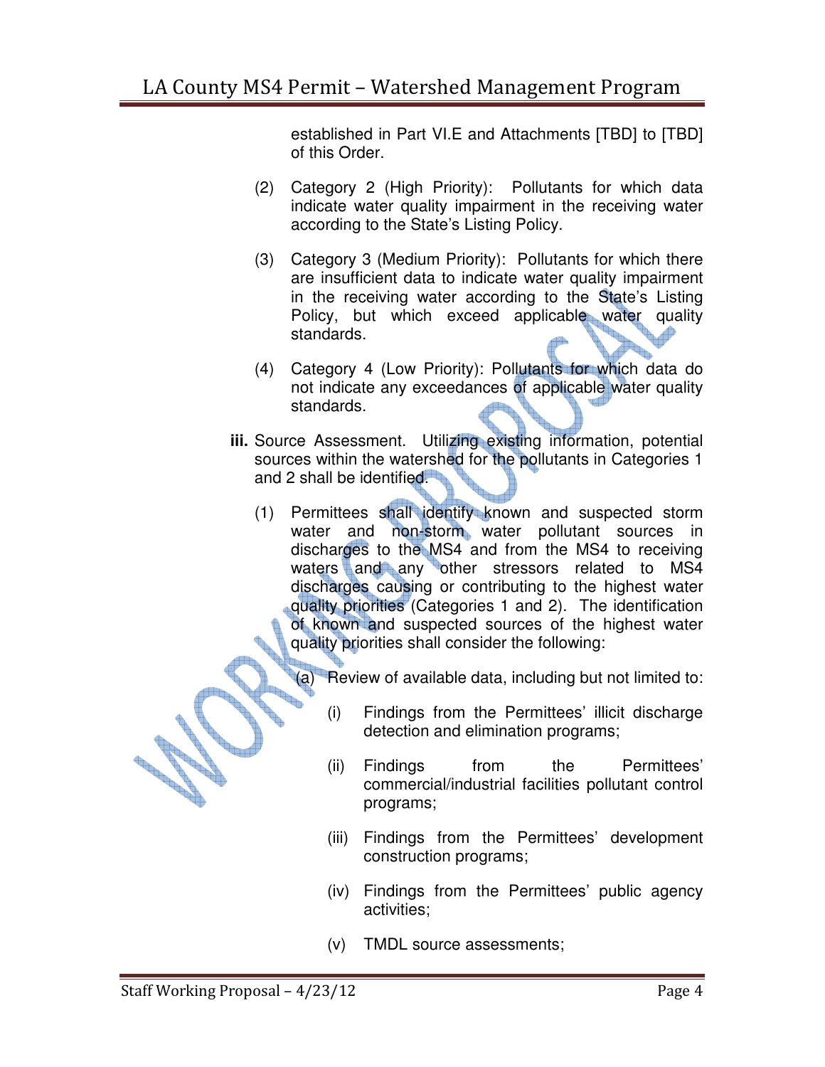established in Part VI.E and Attachments [TBD] to [TBD] of this Order.

(2) Category 2 (High Priority): Pollutants for which data indicate water quality impairment in the receiving water according to the State's Listing Policy.

(3) Category 3 (Medium Priority): Pollutants for which there are insufficient data to indicate water quality impairment in the receiving water according to the State's Listing Policy, but which exceed applicable water quality standards.

(4) Category 4 (Low Priority): Pollutants for which data do not indicate any exceedances of applicable water quality standards.

**iii.** Source Assessment. Utilizing existing information, potential sources within the watershed for the pollutants in Categories 1 and 2 shall be identified.

(1) Permittees shall identify known and suspected storm water and non-storm water pollutant sources in discharges to the MS4 and from the MS4 to receiving waters and any other stressors related to MS4 discharges causing or contributing to the highest water quality priorities (Categories 1 and 2). The identification of known and suspected sources of the highest water quality priorities shall consider the following:

(a) Review of available data, including but not limited to:

(i) Findings from the Permittees' illicit discharge detection and elimination programs;

(ii) Findings from the Permittees' commercial/industrial facilities pollutant control programs;

(iii) Findings from the Permittees' development construction programs;

(iv) Findings from the Permittees' public agency activities;

(v) TMDL source assessments;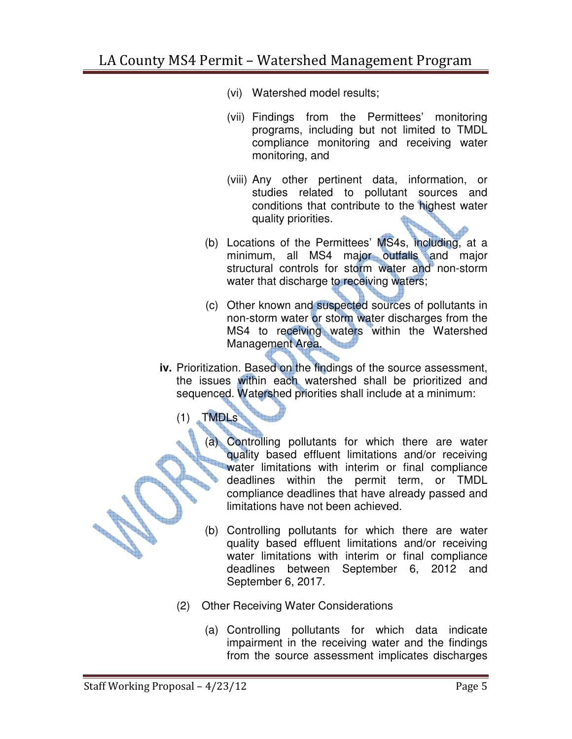(vi) Watershed model results;

(vii) Findings from the Permittees' monitoring programs, including but not limited to TMDL compliance monitoring and receiving water monitoring, and

(viii) Any other pertinent data, information, or studies related to pollutant sources and conditions that contribute to the highest water quality priorities.

(b) Locations of the Permittees' MS4s, including, at a minimum, all MS4 major outfalls and major structural controls for storm water and non-storm water that discharge to receiving waters;

(c) Other known and suspected sources of pollutants in non-storm water or storm water discharges from the MS4 to receiving waters within the Watershed Management Area.

**iv.** Prioritization. Based on the findings of the source assessment, the issues within each watershed shall be prioritized and sequenced. Watershed priorities shall include at a minimum:

(1) TMDLs

(a) Controlling pollutants for which there are water quality based effluent limitations and/or receiving water limitations with interim or final compliance deadlines within the permit term, or TMDL compliance deadlines that have already passed and limitations have not been achieved.

(b) Controlling pollutants for which there are water quality based effluent limitations and/or receiving water limitations with interim or final compliance deadlines between September 6, 2012 and September 6, 2017.

(2) Other Receiving Water Considerations

(a) Controlling pollutants for which data indicate impairment in the receiving water and the findings from the source assessment implicates discharges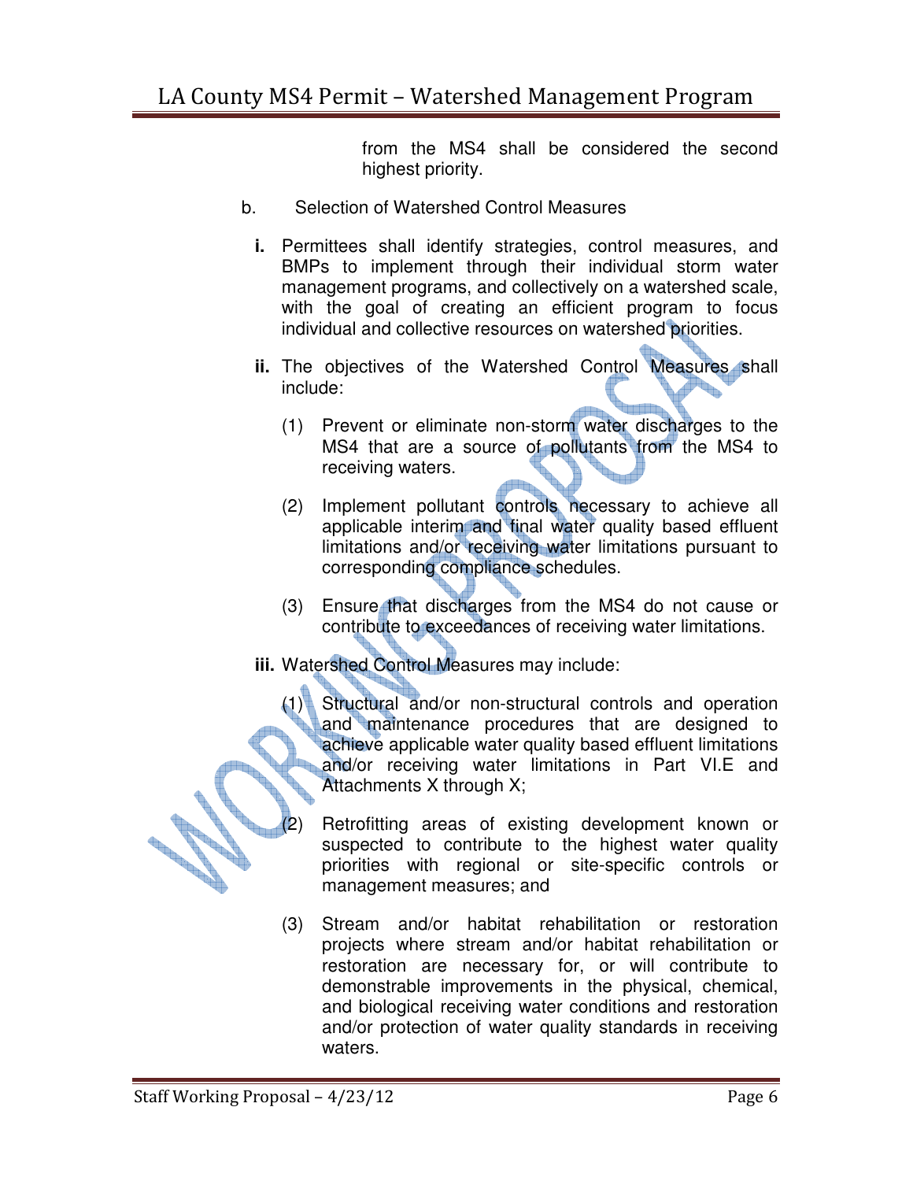from the MS4 shall be considered the second highest priority.

b. Selection of Watershed Control Measures

**i.** Permittees shall identify strategies, control measures, and BMPs to implement through their individual storm water management programs, and collectively on a watershed scale, with the goal of creating an efficient program to focus individual and collective resources on watershed priorities.

**ii.** The objectives of the Watershed Control Measures shall include:

(1) Prevent or eliminate non-storm water discharges to the MS4 that are a source of pollutants from the MS4 to receiving waters.

(2) Implement pollutant controls necessary to achieve all applicable interim and final water quality based effluent limitations and/or receiving water limitations pursuant to corresponding compliance schedules.

(3) Ensure that discharges from the MS4 do not cause or contribute to exceedances of receiving water limitations.

**iii.** Watershed Control Measures may include:

(1) Structural and/or non-structural controls and operation and maintenance procedures that are designed to achieve applicable water quality based effluent limitations and/or receiving water limitations in Part VI.E and Attachments X through X;

(2) Retrofitting areas of existing development known or suspected to contribute to the highest water quality priorities with regional or site-specific controls or management measures; and

(3) Stream and/or habitat rehabilitation or restoration projects where stream and/or habitat rehabilitation or restoration are necessary for, or will contribute to demonstrable improvements in the physical, chemical, and biological receiving water conditions and restoration and/or protection of water quality standards in receiving waters.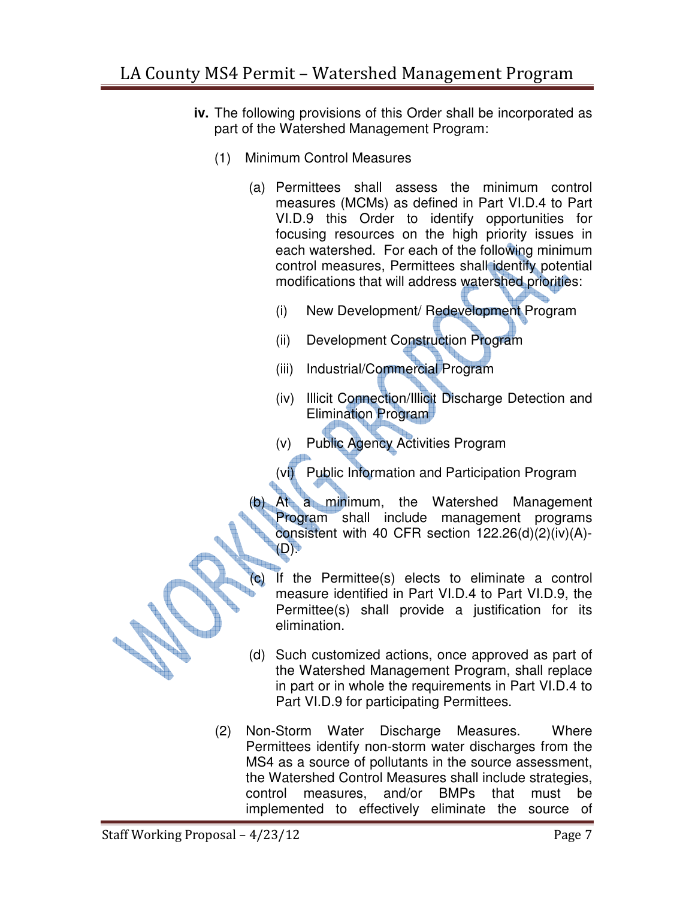**iv.** The following provisions of this Order shall be incorporated as part of the Watershed Management Program:

(1) Minimum Control Measures

(a) Permittees shall assess the minimum control measures (MCMs) as defined in Part VI.D.4 to Part VI.D.9 this Order to identify opportunities for focusing resources on the high priority issues in each watershed. For each of the following minimum control measures, Permittees shall identify potential modifications that will address watershed priorities:

(i) New Development/ Redevelopment Program

(ii) Development Construction Program

(iii) Industrial/Commercial Program

(iv) Illicit Connection/Illicit Discharge Detection and Elimination Program

(v) Public Agency Activities Program

(vi) Public Information and Participation Program

(b) At a minimum, the Watershed Management Program shall include management programs consistent with 40 CFR section 122.26(d)(2)(iv)(A)-(D).

(c) If the Permittee(s) elects to eliminate a control measure identified in Part VI.D.4 to Part VI.D.9, the Permittee(s) shall provide a justification for its elimination.

(d) Such customized actions, once approved as part of the Watershed Management Program, shall replace in part or in whole the requirements in Part VI.D.4 to Part VI.D.9 for participating Permittees.

(2) Non-Storm Water Discharge Measures. Where Permittees identify non-storm water discharges from the MS4 as a source of pollutants in the source assessment, the Watershed Control Measures shall include strategies, control measures, and/or BMPs that must be implemented to effectively eliminate the source of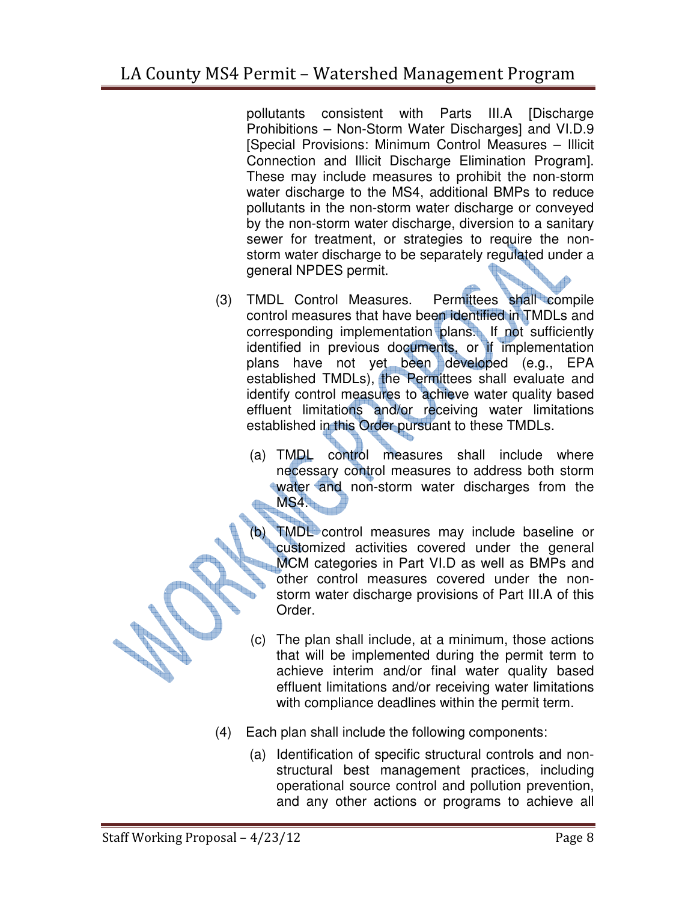pollutants consistent with Parts III.A [Discharge Prohibitions – Non-Storm Water Discharges] and VI.D.9 [Special Provisions: Minimum Control Measures – Illicit Connection and Illicit Discharge Elimination Program]. These may include measures to prohibit the non-storm water discharge to the MS4, additional BMPs to reduce pollutants in the non-storm water discharge or conveyed by the non-storm water discharge, diversion to a sanitary sewer for treatment, or strategies to require the non-storm water discharge to be separately regulated under a general NPDES permit.

(3) TMDL Control Measures. Permittees shall compile control measures that have been identified in TMDLs and corresponding implementation plans. If not sufficiently identified in previous documents, or if implementation plans have not yet been developed (e.g., EPA established TMDLs), the Permittees shall evaluate and identify control measures to achieve water quality based effluent limitations and/or receiving water limitations established in this Order pursuant to these TMDLs.

   (a) TMDL control measures shall include where necessary control measures to address both storm water and non-storm water discharges from the MS4.

   (b) TMDL control measures may include baseline or customized activities covered under the general MCM categories in Part VI.D as well as BMPs and other control measures covered under the non-storm water discharge provisions of Part III.A of this Order.

   (c) The plan shall include, at a minimum, those actions that will be implemented during the permit term to achieve interim and/or final water quality based effluent limitations and/or receiving water limitations with compliance deadlines within the permit term.

(4) Each plan shall include the following components:

   (a) Identification of specific structural controls and non-structural best management practices, including operational source control and pollution prevention, and any other actions or programs to achieve all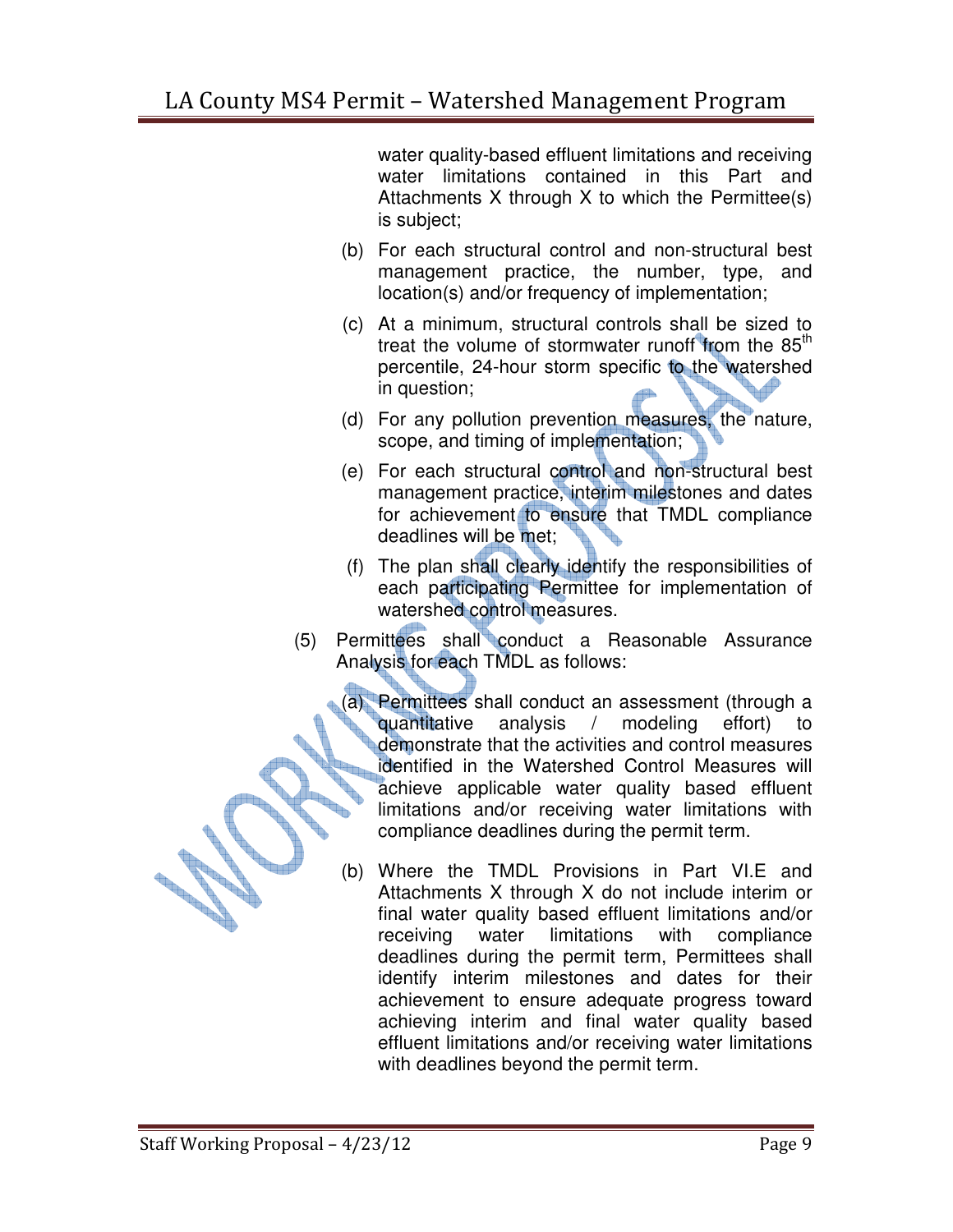water quality-based effluent limitations and receiving water limitations contained in this Part and Attachments X through X to which the Permittee(s) is subject;

(b) For each structural control and non-structural best management practice, the number, type, and location(s) and/or frequency of implementation;

(c) At a minimum, structural controls shall be sized to treat the volume of stormwater runoff from the 85$^{th}$ percentile, 24-hour storm specific to the watershed in question;

(d) For any pollution prevention measures, the nature, scope, and timing of implementation;

(e) For each structural control and non-structural best management practice, interim milestones and dates for achievement to ensure that TMDL compliance deadlines will be met;

(f) The plan shall clearly identify the responsibilities of each participating Permittee for implementation of watershed control measures.

(5) Permittees shall conduct a Reasonable Assurance Analysis for each TMDL as follows:

(a) Permittees shall conduct an assessment (through a quantitative analysis / modeling effort) to demonstrate that the activities and control measures identified in the Watershed Control Measures will achieve applicable water quality based effluent limitations and/or receiving water limitations with compliance deadlines during the permit term.

(b) Where the TMDL Provisions in Part VI.E and Attachments X through X do not include interim or final water quality based effluent limitations and/or receiving water limitations with compliance deadlines during the permit term, Permittees shall identify interim milestones and dates for their achievement to ensure adequate progress toward achieving interim and final water quality based effluent limitations and/or receiving water limitations with deadlines beyond the permit term.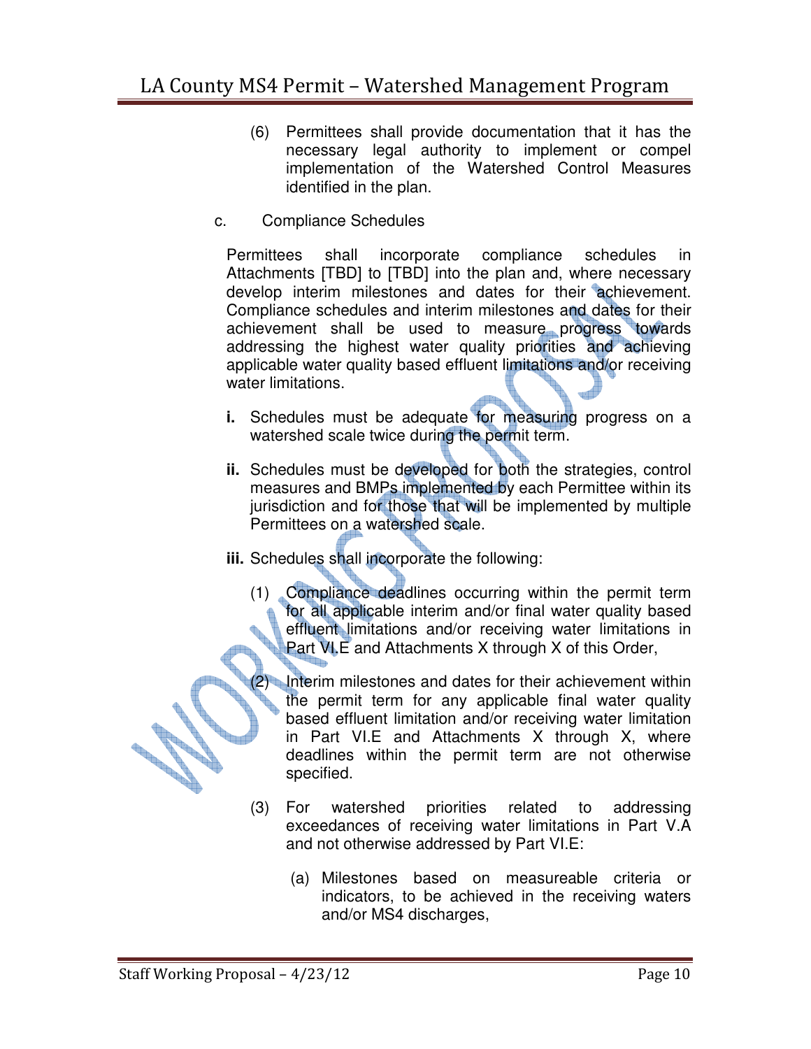(6) Permittees shall provide documentation that it has the necessary legal authority to implement or compel implementation of the Watershed Control Measures identified in the plan.

c. Compliance Schedules

Permittees shall incorporate compliance schedules in Attachments [TBD] to [TBD] into the plan and, where necessary develop interim milestones and dates for their achievement. Compliance schedules and interim milestones and dates for their achievement shall be used to measure progress towards addressing the highest water quality priorities and achieving applicable water quality based effluent limitations and/or receiving water limitations.

**i.** Schedules must be adequate for measuring progress on a watershed scale twice during the permit term.

**ii.** Schedules must be developed for both the strategies, control measures and BMPs implemented by each Permittee within its jurisdiction and for those that will be implemented by multiple Permittees on a watershed scale.

**iii.** Schedules shall incorporate the following:

(1) Compliance deadlines occurring within the permit term for all applicable interim and/or final water quality based effluent limitations and/or receiving water limitations in Part VI.E and Attachments X through X of this Order,

(2) Interim milestones and dates for their achievement within the permit term for any applicable final water quality based effluent limitation and/or receiving water limitation in Part VI.E and Attachments X through X, where deadlines within the permit term are not otherwise specified.

(3) For watershed priorities related to addressing exceedances of receiving water limitations in Part V.A and not otherwise addressed by Part VI.E:

(a) Milestones based on measureable criteria or indicators, to be achieved in the receiving waters and/or MS4 discharges,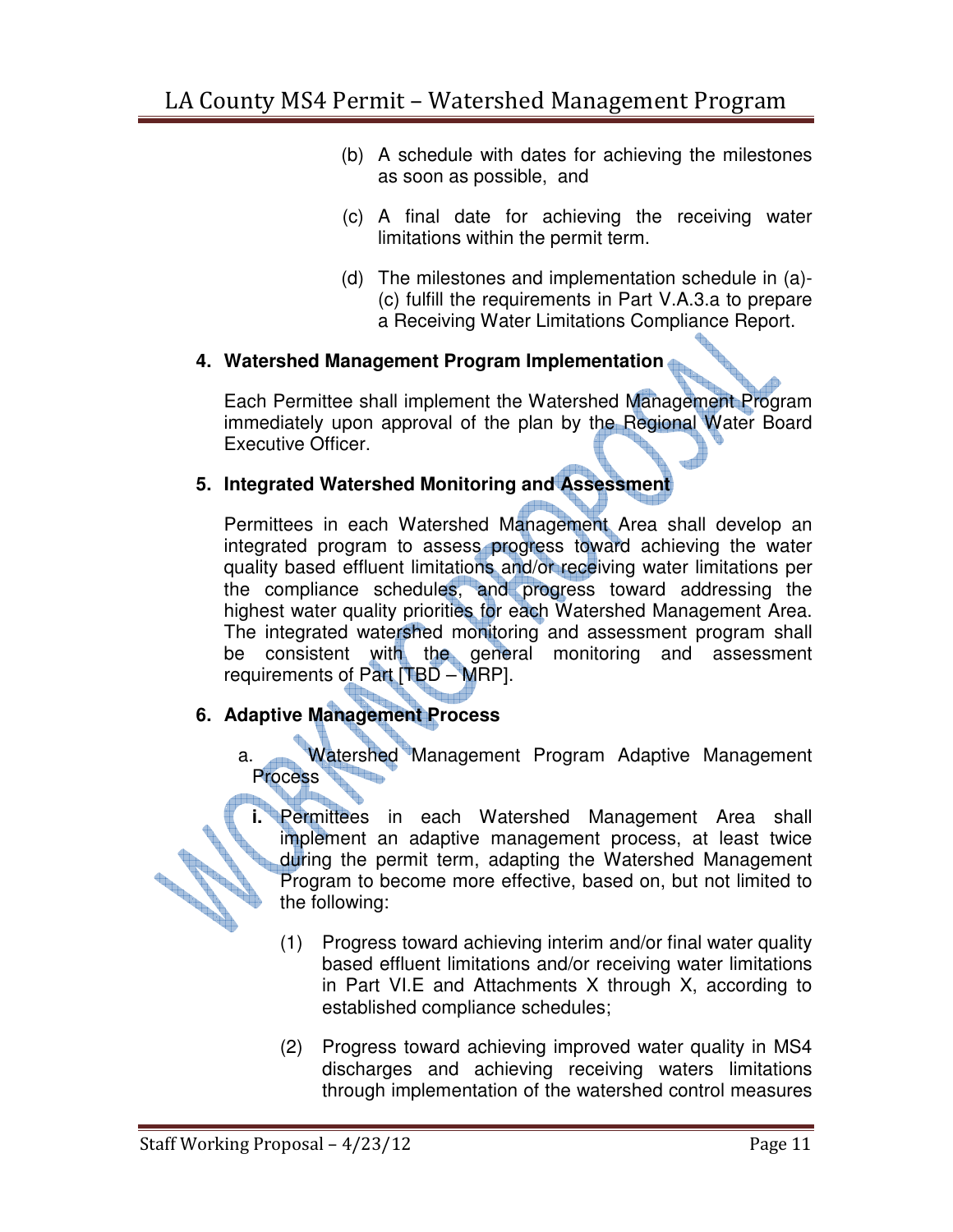(b) A schedule with dates for achieving the milestones as soon as possible, and

(c) A final date for achieving the receiving water limitations within the permit term.

(d) The milestones and implementation schedule in (a)-(c) fulfill the requirements in Part V.A.3.a to prepare a Receiving Water Limitations Compliance Report.

**4. Watershed Management Program Implementation**

Each Permittee shall implement the Watershed Management Program immediately upon approval of the plan by the Regional Water Board Executive Officer.

**5. Integrated Watershed Monitoring and Assessment**

Permittees in each Watershed Management Area shall develop an integrated program to assess progress toward achieving the water quality based effluent limitations and/or receiving water limitations per the compliance schedules, and progress toward addressing the highest water quality priorities for each Watershed Management Area. The integrated watershed monitoring and assessment program shall be consistent with the general monitoring and assessment requirements of Part [TBD – MRP].

**6. Adaptive Management Process**

a. Watershed Management Program Adaptive Management Process

**i.** Permittees in each Watershed Management Area shall implement an adaptive management process, at least twice during the permit term, adapting the Watershed Management Program to become more effective, based on, but not limited to the following:

(1) Progress toward achieving interim and/or final water quality based effluent limitations and/or receiving water limitations in Part VI.E and Attachments X through X, according to established compliance schedules;

(2) Progress toward achieving improved water quality in MS4 discharges and achieving receiving waters limitations through implementation of the watershed control measures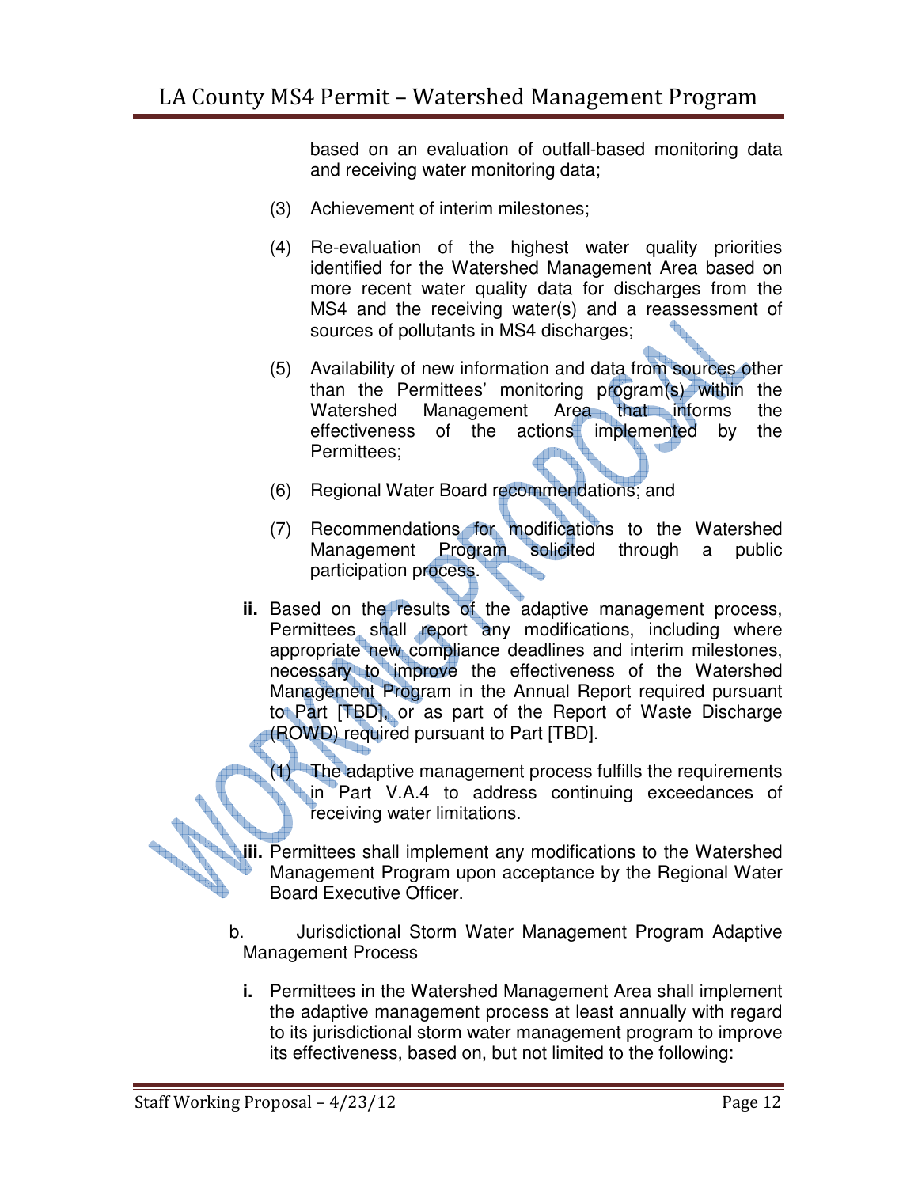based on an evaluation of outfall-based monitoring data and receiving water monitoring data;

(3) Achievement of interim milestones;

(4) Re-evaluation of the highest water quality priorities identified for the Watershed Management Area based on more recent water quality data for discharges from the MS4 and the receiving water(s) and a reassessment of sources of pollutants in MS4 discharges;

(5) Availability of new information and data from sources other than the Permittees' monitoring program(s) within the Watershed Management Area that informs the effectiveness of the actions implemented by the Permittees;

(6) Regional Water Board recommendations; and

(7) Recommendations for modifications to the Watershed Management Program solicited through a public participation process.

**ii.** Based on the results of the adaptive management process, Permittees shall report any modifications, including where appropriate new compliance deadlines and interim milestones, necessary to improve the effectiveness of the Watershed Management Program in the Annual Report required pursuant to Part [TBD], or as part of the Report of Waste Discharge (ROWD) required pursuant to Part [TBD].

(1) The adaptive management process fulfills the requirements in Part V.A.4 to address continuing exceedances of receiving water limitations.

**iii.** Permittees shall implement any modifications to the Watershed Management Program upon acceptance by the Regional Water Board Executive Officer.

b. Jurisdictional Storm Water Management Program Adaptive Management Process

**i.** Permittees in the Watershed Management Area shall implement the adaptive management process at least annually with regard to its jurisdictional storm water management program to improve its effectiveness, based on, but not limited to the following: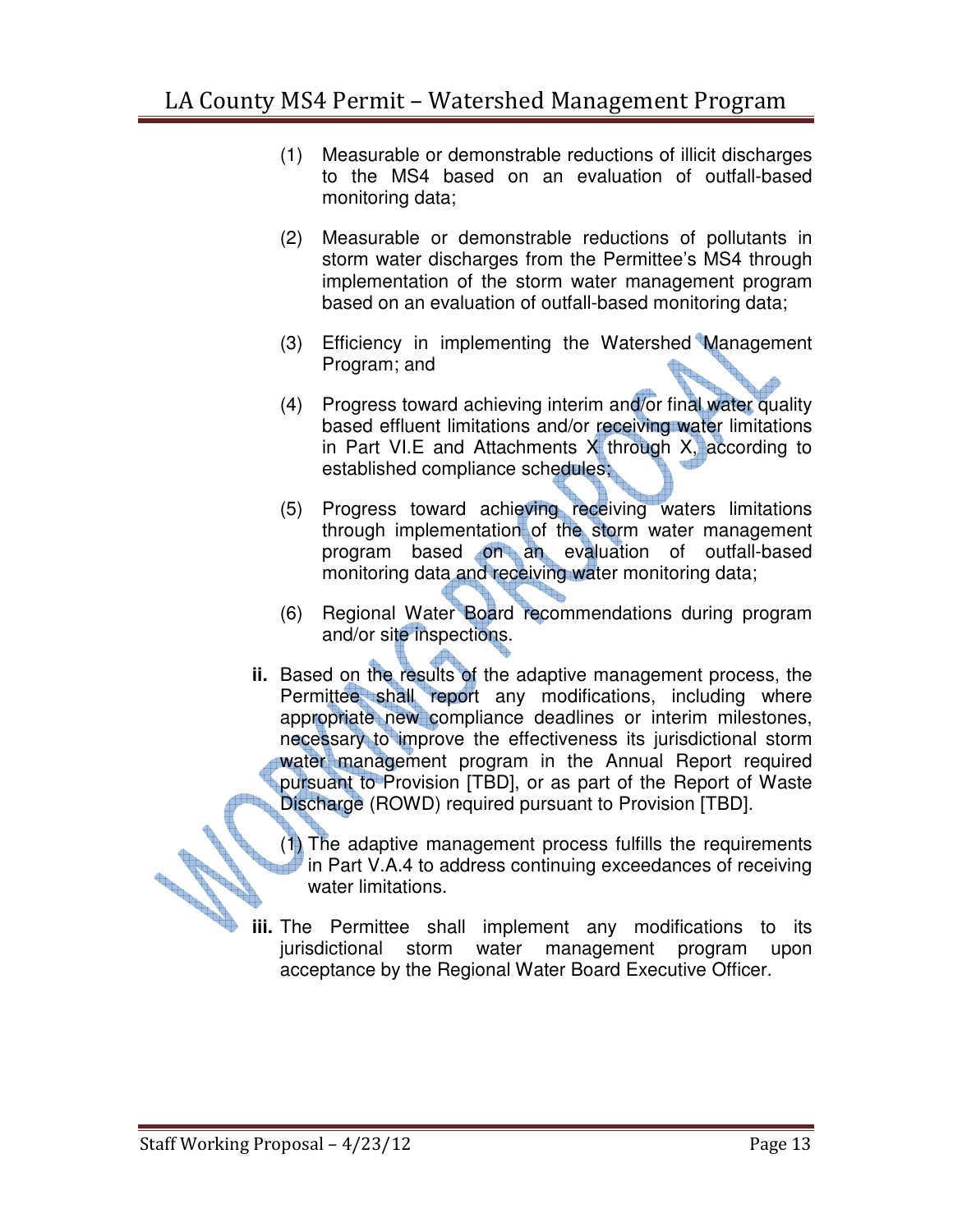(1) Measurable or demonstrable reductions of illicit discharges to the MS4 based on an evaluation of outfall-based monitoring data;

(2) Measurable or demonstrable reductions of pollutants in storm water discharges from the Permittee's MS4 through implementation of the storm water management program based on an evaluation of outfall-based monitoring data;

(3) Efficiency in implementing the Watershed Management Program; and

(4) Progress toward achieving interim and/or final water quality based effluent limitations and/or receiving water limitations in Part VI.E and Attachments X through X, according to established compliance schedules;

(5) Progress toward achieving receiving waters limitations through implementation of the storm water management program based on an evaluation of outfall-based monitoring data and receiving water monitoring data;

(6) Regional Water Board recommendations during program and/or site inspections.

**ii.** Based on the results of the adaptive management process, the Permittee shall report any modifications, including where appropriate new compliance deadlines or interim milestones, necessary to improve the effectiveness its jurisdictional storm water management program in the Annual Report required pursuant to Provision [TBD], or as part of the Report of Waste Discharge (ROWD) required pursuant to Provision [TBD].

(1) The adaptive management process fulfills the requirements in Part V.A.4 to address continuing exceedances of receiving water limitations.

**iii.** The Permittee shall implement any modifications to its jurisdictional storm water management program upon acceptance by the Regional Water Board Executive Officer.